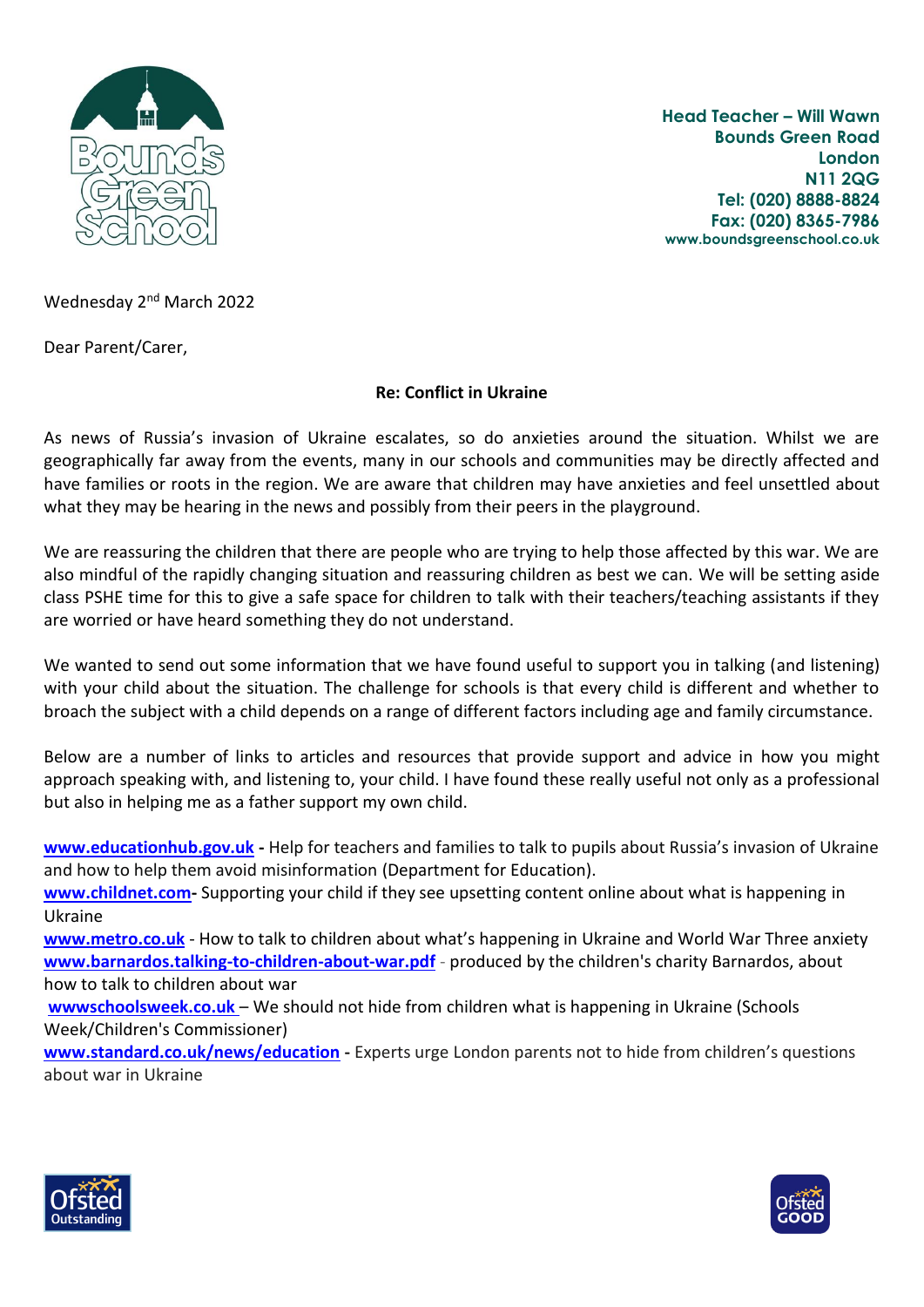Head Teacher – Will Wawn
Bounds Green Road
London
N11 2QG
Tel: (020) 8888-8824
Fax: (020) 8365-7986
www.boundsgreenschool.co.uk

Wednesday 2nd March 2022

Dear Parent/Carer,

**Re: Conflict in Ukraine**

As news of Russia's invasion of Ukraine escalates, so do anxieties around the situation. Whilst we are geographically far away from the events, many in our schools and communities may be directly affected and have families or roots in the region. We are aware that children may have anxieties and feel unsettled about what they may be hearing in the news and possibly from their peers in the playground.

We are reassuring the children that there are people who are trying to help those affected by this war. We are also mindful of the rapidly changing situation and reassuring children as best we can. We will be setting aside class PSHE time for this to give a safe space for children to talk with their teachers/teaching assistants if they are worried or have heard something they do not understand.

We wanted to send out some information that we have found useful to support you in talking (and listening) with your child about the situation. The challenge for schools is that every child is different and whether to broach the subject with a child depends on a range of different factors including age and family circumstance.

Below are a number of links to articles and resources that provide support and advice in how you might approach speaking with, and listening to, your child. I have found these really useful not only as a professional but also in helping me as a father support my own child.

**www.educationhub.gov.uk** - Help for teachers and families to talk to pupils about Russia's invasion of Ukraine and how to help them avoid misinformation (Department for Education).
**www.childnet.com**- Supporting your child if they see upsetting content online about what is happening in Ukraine
**www.metro.co.uk** - How to talk to children about what's happening in Ukraine and World War Three anxiety
**www.barnardos.talking-to-children-about-war.pdf** - produced by the children's charity Barnardos, about how to talk to children about war
**wwwschoolsweek.co.uk** – We should not hide from children what is happening in Ukraine (Schools Week/Children's Commissioner)
**www.standard.co.uk/news/education** - Experts urge London parents not to hide from children's questions about war in Ukraine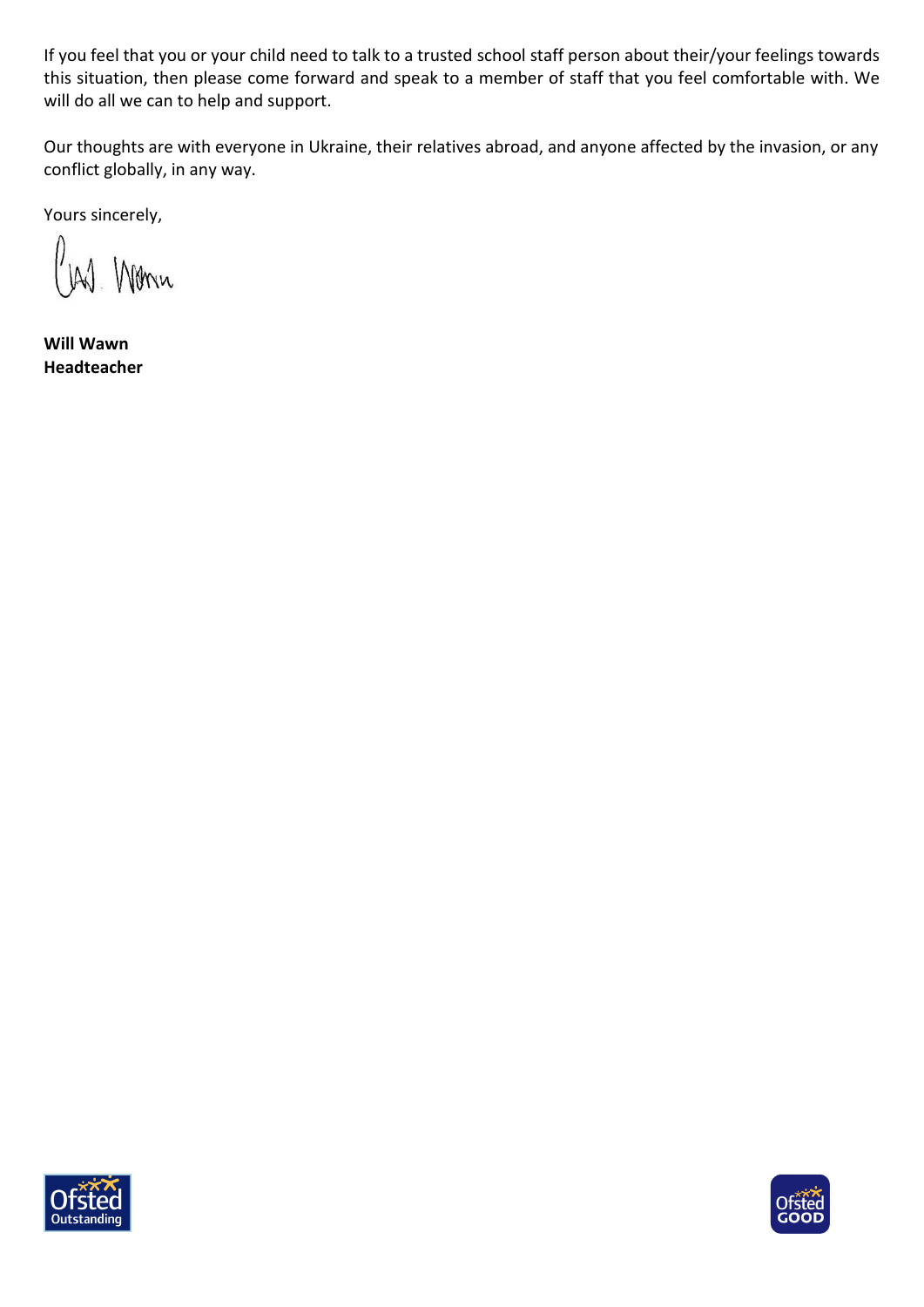If you feel that you or your child need to talk to a trusted school staff person about their/your feelings towards this situation, then please come forward and speak to a member of staff that you feel comfortable with. We will do all we can to help and support.

Our thoughts are with everyone in Ukraine, their relatives abroad, and anyone affected by the invasion, or any conflict globally, in any way.

Yours sincerely,

**Will Wawn**
**Headteacher**